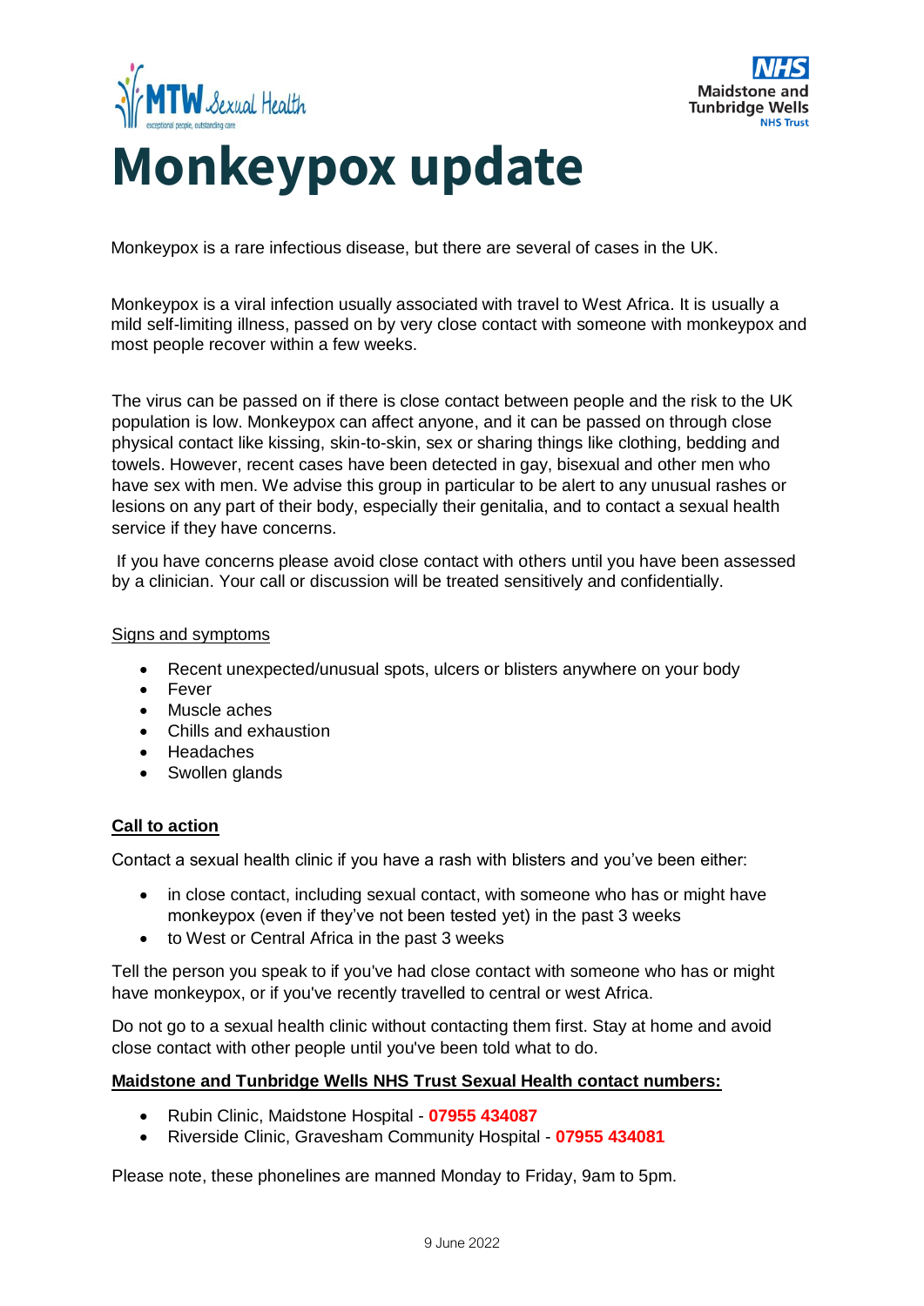# Monkeypox update

Monkeypox is a rare infectious disease, but there are several of cases in the UK.

Monkeypox is a viral infection usually associated with travel to West Africa. It is usually a mild self-limiting illness, passed on by very close contact with someone with monkeypox and most people recover within a few weeks.

The virus can be passed on if there is close contact between people and the risk to the UK population is low. Monkeypox can affect anyone, and it can be passed on through close physical contact like kissing, skin-to-skin, sex or sharing things like clothing, bedding and towels. However, recent cases have been detected in gay, bisexual and other men who have sex with men. We advise this group in particular to be alert to any unusual rashes or lesions on any part of their body, especially their genitalia, and to contact a sexual health service if they have concerns.

If you have concerns please avoid close contact with others until you have been assessed by a clinician. Your call or discussion will be treated sensitively and confidentially.

Signs and symptoms

- Recent unexpected/unusual spots, ulcers or blisters anywhere on your body
- Fever
- Muscle aches
- Chills and exhaustion
- Headaches
- Swollen glands

**Call to action**

Contact a sexual health clinic if you have a rash with blisters and you've been either:

- in close contact, including sexual contact, with someone who has or might have monkeypox (even if they've not been tested yet) in the past 3 weeks
- to West or Central Africa in the past 3 weeks

Tell the person you speak to if you've had close contact with someone who has or might have monkeypox, or if you've recently travelled to central or west Africa.

Do not go to a sexual health clinic without contacting them first. Stay at home and avoid close contact with other people until you've been told what to do.

**Maidstone and Tunbridge Wells NHS Trust Sexual Health contact numbers:**

- Rubin Clinic, Maidstone Hospital - **07955 434087**
- Riverside Clinic, Gravesham Community Hospital - **07955 434081**

Please note, these phonelines are manned Monday to Friday, 9am to 5pm.

9 June 2022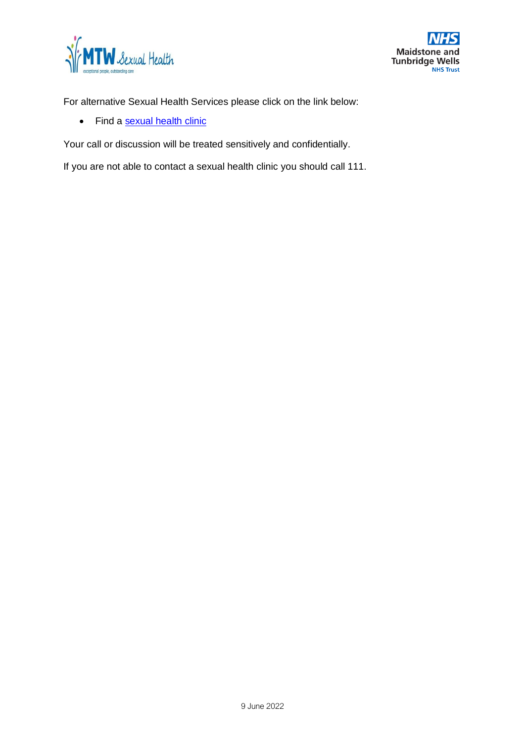For alternative Sexual Health Services please click on the link below:

- Find a sexual health clinic

Your call or discussion will be treated sensitively and confidentially.

If you are not able to contact a sexual health clinic you should call 111.